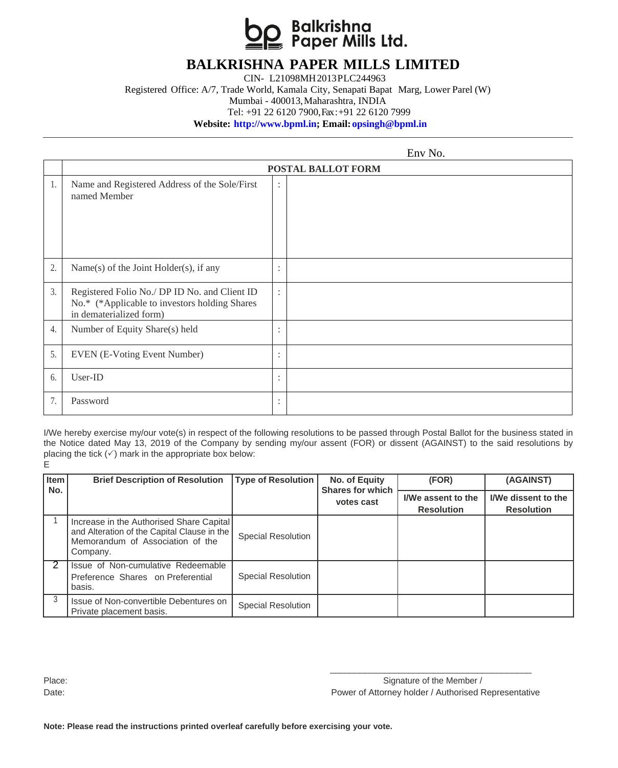Balkrishna Paper Mills Ltd.

# BALKRISHNA PAPER MILLS LIMITED

CIN- L21098MH2013PLC244963
Registered Office: A/7, Trade World, Kamala City, Senapati Bapat Marg, Lower Parel (W)
Mumbai - 400013, Maharashtra, INDIA
Tel: +91 22 6120 7900, Fax: +91 22 6120 7999
**Website: http://www.bpml.in; Email: opsingh@bpml.in**

Env No.

| | POSTAL BALLOT FORM | | |
|---|---|---|---|
| 1. | Name and Registered Address of the Sole/First named Member | : | |
| 2. | Name(s) of the Joint Holder(s), if any | : | |
| 3. | Registered Folio No./ DP ID No. and Client ID No.* (*Applicable to investors holding Shares in dematerialized form) | : | |
| 4. | Number of Equity Share(s) held | : | |
| 5. | EVEN (E-Voting Event Number) | : | |
| 6. | User-ID | : | |
| 7. | Password | : | |

I/We hereby exercise my/our vote(s) in respect of the following resolutions to be passed through Postal Ballot for the business stated in the Notice dated May 13, 2019 of the Company by sending my/our assent (FOR) or dissent (AGAINST) to the said resolutions by placing the tick (✓) mark in the appropriate box below:
E

| Item No. | Brief Description of Resolution | Type of Resolution | No. of Equity Shares for which votes cast | (FOR) | (AGAINST) |
|---|---|---|---|---|---|
| | | | | I/We assent to the Resolution | I/We dissent to the Resolution |
| 1 | Increase in the Authorised Share Capital and Alteration of the Capital Clause in the Memorandum of Association of the Company. | Special Resolution | | | |
| 2 | Issue of Non-cumulative Redeemable Preference Shares on Preferential basis. | Special Resolution | | | |
| 3 | Issue of Non-convertible Debentures on Private placement basis. | Special Resolution | | | |

Place:
Date:

\_\_\_\_\_\_\_\_\_\_\_\_\_\_\_\_\_\_\_\_\_\_\_\_\_\_\_\_\_\_\_\_\_\_\_\_\_\_\_\_
Signature of the Member /
Power of Attorney holder / Authorised Representative

**Note: Please read the instructions printed overleaf carefully before exercising your vote.**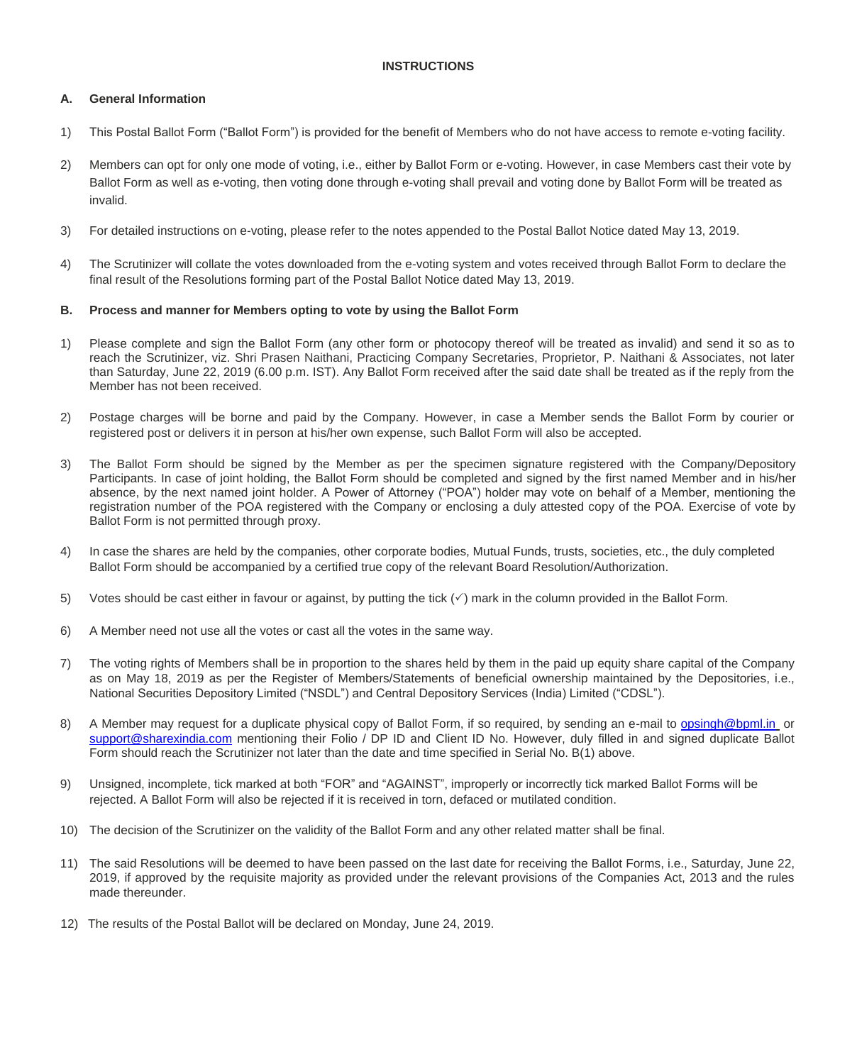# INSTRUCTIONS

## A. General Information

1) This Postal Ballot Form ("Ballot Form") is provided for the benefit of Members who do not have access to remote e-voting facility.

2) Members can opt for only one mode of voting, i.e., either by Ballot Form or e-voting. However, in case Members cast their vote by Ballot Form as well as e-voting, then voting done through e-voting shall prevail and voting done by Ballot Form will be treated as invalid.

3) For detailed instructions on e-voting, please refer to the notes appended to the Postal Ballot Notice dated May 13, 2019.

4) The Scrutinizer will collate the votes downloaded from the e-voting system and votes received through Ballot Form to declare the final result of the Resolutions forming part of the Postal Ballot Notice dated May 13, 2019.

## B. Process and manner for Members opting to vote by using the Ballot Form

1) Please complete and sign the Ballot Form (any other form or photocopy thereof will be treated as invalid) and send it so as to reach the Scrutinizer, viz. Shri Prasen Naithani, Practicing Company Secretaries, Proprietor, P. Naithani & Associates, not later than Saturday, June 22, 2019 (6.00 p.m. IST). Any Ballot Form received after the said date shall be treated as if the reply from the Member has not been received.

2) Postage charges will be borne and paid by the Company. However, in case a Member sends the Ballot Form by courier or registered post or delivers it in person at his/her own expense, such Ballot Form will also be accepted.

3) The Ballot Form should be signed by the Member as per the specimen signature registered with the Company/Depository Participants. In case of joint holding, the Ballot Form should be completed and signed by the first named Member and in his/her absence, by the next named joint holder. A Power of Attorney ("POA") holder may vote on behalf of a Member, mentioning the registration number of the POA registered with the Company or enclosing a duly attested copy of the POA. Exercise of vote by Ballot Form is not permitted through proxy.

4) In case the shares are held by the companies, other corporate bodies, Mutual Funds, trusts, societies, etc., the duly completed Ballot Form should be accompanied by a certified true copy of the relevant Board Resolution/Authorization.

5) Votes should be cast either in favour or against, by putting the tick (✓) mark in the column provided in the Ballot Form.

6) A Member need not use all the votes or cast all the votes in the same way.

7) The voting rights of Members shall be in proportion to the shares held by them in the paid up equity share capital of the Company as on May 18, 2019 as per the Register of Members/Statements of beneficial ownership maintained by the Depositories, i.e., National Securities Depository Limited ("NSDL") and Central Depository Services (India) Limited ("CDSL").

8) A Member may request for a duplicate physical copy of Ballot Form, if so required, by sending an e-mail to opsingh@bpml.in or support@sharexindia.com mentioning their Folio / DP ID and Client ID No. However, duly filled in and signed duplicate Ballot Form should reach the Scrutinizer not later than the date and time specified in Serial No. B(1) above.

9) Unsigned, incomplete, tick marked at both "FOR" and "AGAINST", improperly or incorrectly tick marked Ballot Forms will be rejected. A Ballot Form will also be rejected if it is received in torn, defaced or mutilated condition.

10) The decision of the Scrutinizer on the validity of the Ballot Form and any other related matter shall be final.

11) The said Resolutions will be deemed to have been passed on the last date for receiving the Ballot Forms, i.e., Saturday, June 22, 2019, if approved by the requisite majority as provided under the relevant provisions of the Companies Act, 2013 and the rules made thereunder.

12) The results of the Postal Ballot will be declared on Monday, June 24, 2019.